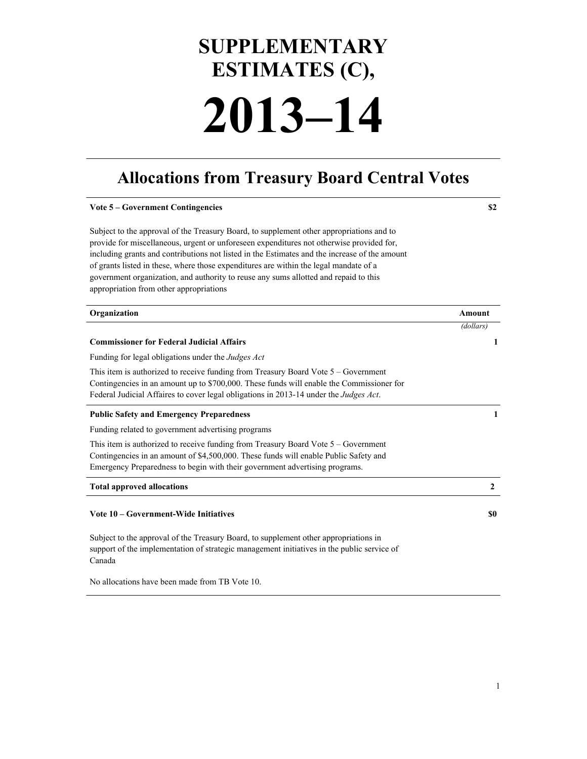# SUPPLEMENTARY ESTIMATES (C), 2013–14

## Allocations from Treasury Board Central Votes

**Vote 5 – Government Contingencies** **$2**

Subject to the approval of the Treasury Board, to supplement other appropriations and to provide for miscellaneous, urgent or unforeseen expenditures not otherwise provided for, including grants and contributions not listed in the Estimates and the increase of the amount of grants listed in these, where those expenditures are within the legal mandate of a government organization, and authority to reuse any sums allotted and repaid to this appropriation from other appropriations

| Organization | Amount *(dollars)* |
| --- | --- |
| **Commissioner for Federal Judicial Affairs** | 1 |
| Funding for legal obligations under the *Judges Act* | |
| This item is authorized to receive funding from Treasury Board Vote 5 – Government Contingencies in an amount up to $700,000. These funds will enable the Commissioner for Federal Judicial Affaires to cover legal obligations in 2013-14 under the *Judges Act*. | |
| **Public Safety and Emergency Preparedness** | 1 |
| Funding related to government advertising programs | |
| This item is authorized to receive funding from Treasury Board Vote 5 – Government Contingencies in an amount of $4,500,000. These funds will enable Public Safety and Emergency Preparedness to begin with their government advertising programs. | |
| **Total approved allocations** | **2** |

**Vote 10 – Government-Wide Initiatives** **$0**

Subject to the approval of the Treasury Board, to supplement other appropriations in support of the implementation of strategic management initiatives in the public service of Canada

No allocations have been made from TB Vote 10.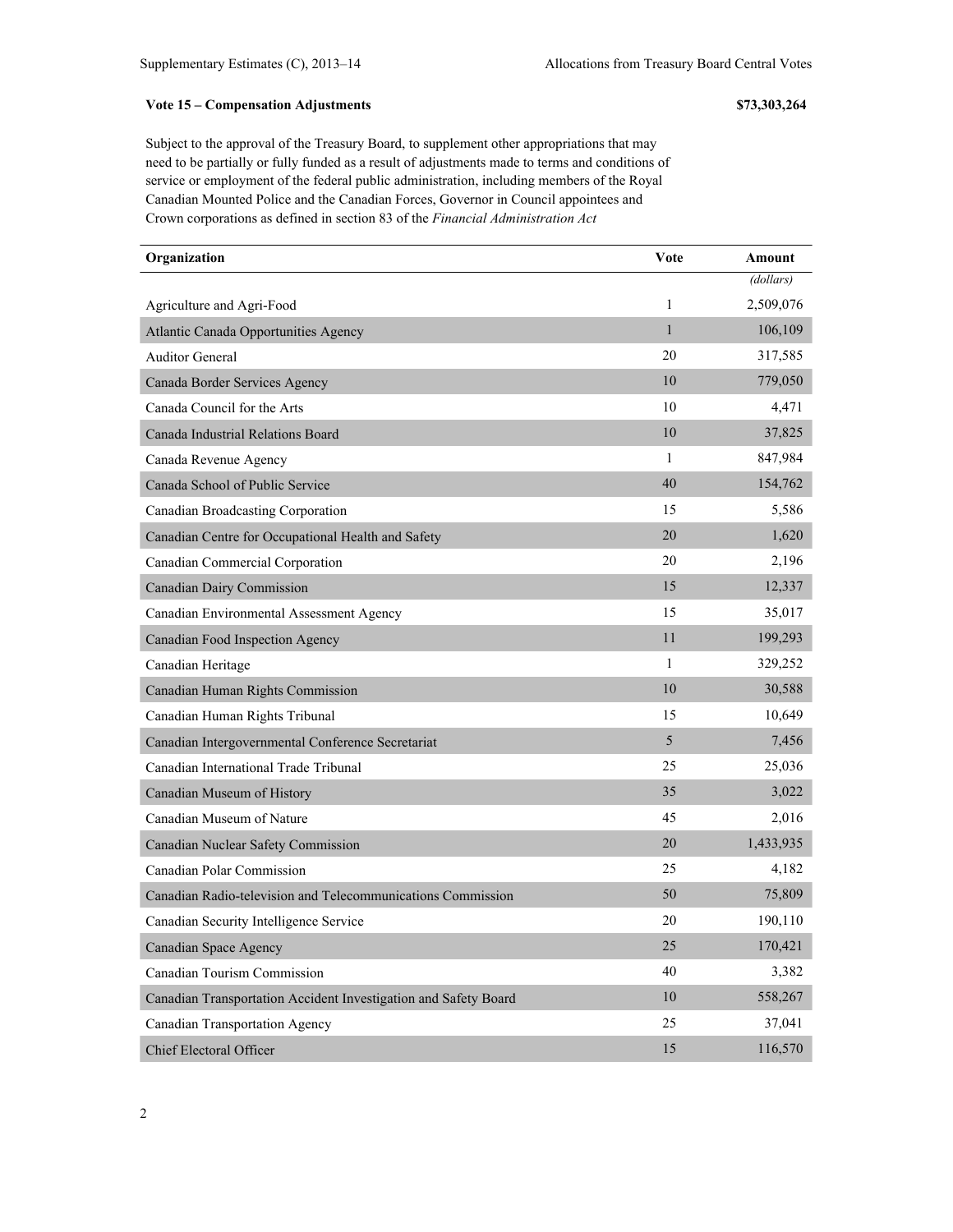**Vote 15 – Compensation Adjustments** **$73,303,264**

Subject to the approval of the Treasury Board, to supplement other appropriations that may need to be partially or fully funded as a result of adjustments made to terms and conditions of service or employment of the federal public administration, including members of the Royal Canadian Mounted Police and the Canadian Forces, Governor in Council appointees and Crown corporations as defined in section 83 of the *Financial Administration Act*

| Organization | Vote | Amount |
| --- | --- | --- |
| | | *(dollars)* |
| Agriculture and Agri-Food | 1 | 2,509,076 |
| Atlantic Canada Opportunities Agency | 1 | 106,109 |
| Auditor General | 20 | 317,585 |
| Canada Border Services Agency | 10 | 779,050 |
| Canada Council for the Arts | 10 | 4,471 |
| Canada Industrial Relations Board | 10 | 37,825 |
| Canada Revenue Agency | 1 | 847,984 |
| Canada School of Public Service | 40 | 154,762 |
| Canadian Broadcasting Corporation | 15 | 5,586 |
| Canadian Centre for Occupational Health and Safety | 20 | 1,620 |
| Canadian Commercial Corporation | 20 | 2,196 |
| Canadian Dairy Commission | 15 | 12,337 |
| Canadian Environmental Assessment Agency | 15 | 35,017 |
| Canadian Food Inspection Agency | 11 | 199,293 |
| Canadian Heritage | 1 | 329,252 |
| Canadian Human Rights Commission | 10 | 30,588 |
| Canadian Human Rights Tribunal | 15 | 10,649 |
| Canadian Intergovernmental Conference Secretariat | 5 | 7,456 |
| Canadian International Trade Tribunal | 25 | 25,036 |
| Canadian Museum of History | 35 | 3,022 |
| Canadian Museum of Nature | 45 | 2,016 |
| Canadian Nuclear Safety Commission | 20 | 1,433,935 |
| Canadian Polar Commission | 25 | 4,182 |
| Canadian Radio-television and Telecommunications Commission | 50 | 75,809 |
| Canadian Security Intelligence Service | 20 | 190,110 |
| Canadian Space Agency | 25 | 170,421 |
| Canadian Tourism Commission | 40 | 3,382 |
| Canadian Transportation Accident Investigation and Safety Board | 10 | 558,267 |
| Canadian Transportation Agency | 25 | 37,041 |
| Chief Electoral Officer | 15 | 116,570 |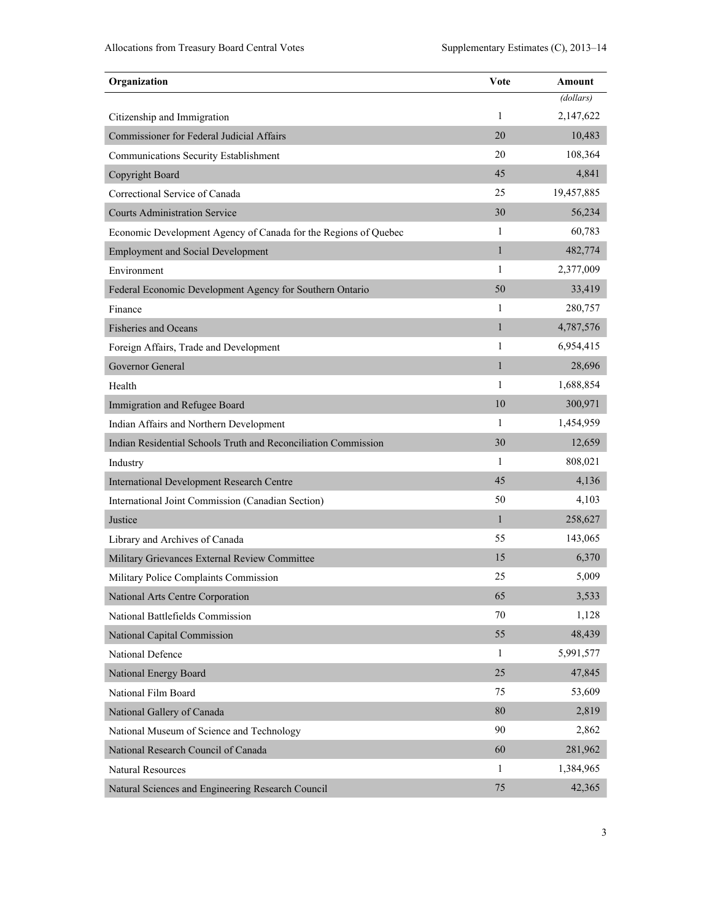| Organization | Vote | Amount |
| --- | --- | --- |
| | | *(dollars)* |
| Citizenship and Immigration | 1 | 2,147,622 |
| Commissioner for Federal Judicial Affairs | 20 | 10,483 |
| Communications Security Establishment | 20 | 108,364 |
| Copyright Board | 45 | 4,841 |
| Correctional Service of Canada | 25 | 19,457,885 |
| Courts Administration Service | 30 | 56,234 |
| Economic Development Agency of Canada for the Regions of Quebec | 1 | 60,783 |
| Employment and Social Development | 1 | 482,774 |
| Environment | 1 | 2,377,009 |
| Federal Economic Development Agency for Southern Ontario | 50 | 33,419 |
| Finance | 1 | 280,757 |
| Fisheries and Oceans | 1 | 4,787,576 |
| Foreign Affairs, Trade and Development | 1 | 6,954,415 |
| Governor General | 1 | 28,696 |
| Health | 1 | 1,688,854 |
| Immigration and Refugee Board | 10 | 300,971 |
| Indian Affairs and Northern Development | 1 | 1,454,959 |
| Indian Residential Schools Truth and Reconciliation Commission | 30 | 12,659 |
| Industry | 1 | 808,021 |
| International Development Research Centre | 45 | 4,136 |
| International Joint Commission (Canadian Section) | 50 | 4,103 |
| Justice | 1 | 258,627 |
| Library and Archives of Canada | 55 | 143,065 |
| Military Grievances External Review Committee | 15 | 6,370 |
| Military Police Complaints Commission | 25 | 5,009 |
| National Arts Centre Corporation | 65 | 3,533 |
| National Battlefields Commission | 70 | 1,128 |
| National Capital Commission | 55 | 48,439 |
| National Defence | 1 | 5,991,577 |
| National Energy Board | 25 | 47,845 |
| National Film Board | 75 | 53,609 |
| National Gallery of Canada | 80 | 2,819 |
| National Museum of Science and Technology | 90 | 2,862 |
| National Research Council of Canada | 60 | 281,962 |
| Natural Resources | 1 | 1,384,965 |
| Natural Sciences and Engineering Research Council | 75 | 42,365 |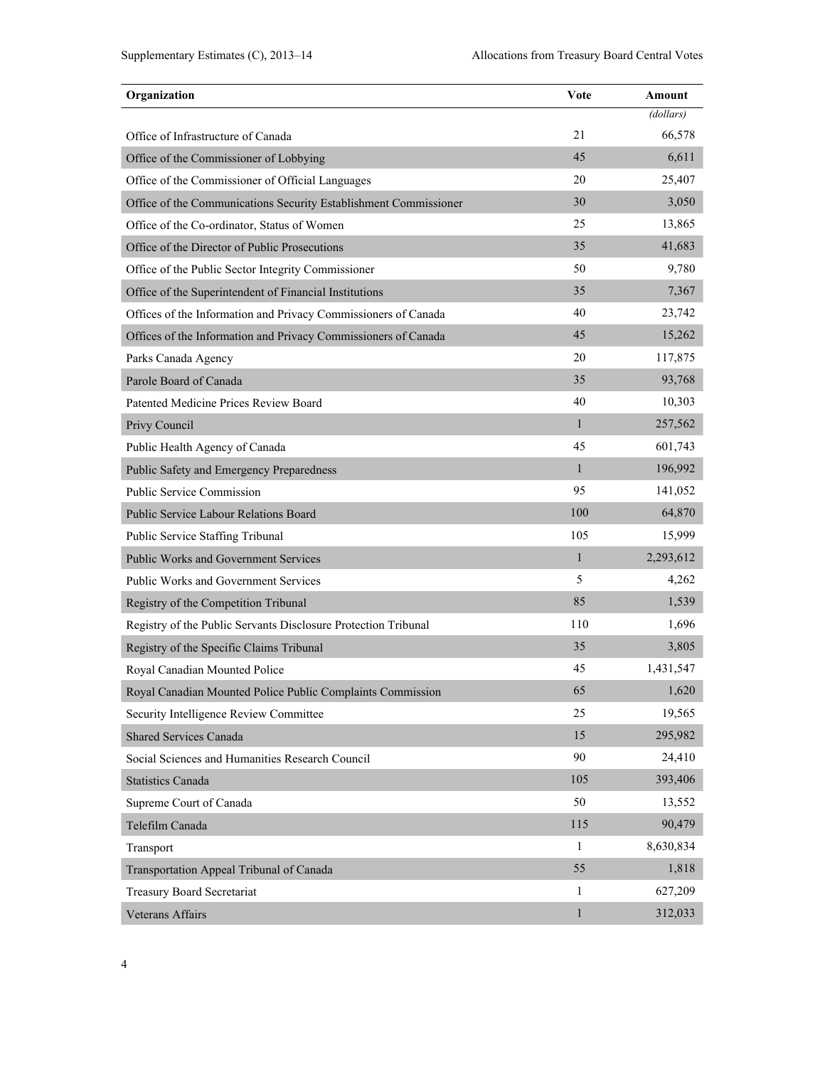| Organization | Vote | Amount |
|---|---|---|
| | | *(dollars)* |
| Office of Infrastructure of Canada | 21 | 66,578 |
| Office of the Commissioner of Lobbying | 45 | 6,611 |
| Office of the Commissioner of Official Languages | 20 | 25,407 |
| Office of the Communications Security Establishment Commissioner | 30 | 3,050 |
| Office of the Co-ordinator, Status of Women | 25 | 13,865 |
| Office of the Director of Public Prosecutions | 35 | 41,683 |
| Office of the Public Sector Integrity Commissioner | 50 | 9,780 |
| Office of the Superintendent of Financial Institutions | 35 | 7,367 |
| Offices of the Information and Privacy Commissioners of Canada | 40 | 23,742 |
| Offices of the Information and Privacy Commissioners of Canada | 45 | 15,262 |
| Parks Canada Agency | 20 | 117,875 |
| Parole Board of Canada | 35 | 93,768 |
| Patented Medicine Prices Review Board | 40 | 10,303 |
| Privy Council | 1 | 257,562 |
| Public Health Agency of Canada | 45 | 601,743 |
| Public Safety and Emergency Preparedness | 1 | 196,992 |
| Public Service Commission | 95 | 141,052 |
| Public Service Labour Relations Board | 100 | 64,870 |
| Public Service Staffing Tribunal | 105 | 15,999 |
| Public Works and Government Services | 1 | 2,293,612 |
| Public Works and Government Services | 5 | 4,262 |
| Registry of the Competition Tribunal | 85 | 1,539 |
| Registry of the Public Servants Disclosure Protection Tribunal | 110 | 1,696 |
| Registry of the Specific Claims Tribunal | 35 | 3,805 |
| Royal Canadian Mounted Police | 45 | 1,431,547 |
| Royal Canadian Mounted Police Public Complaints Commission | 65 | 1,620 |
| Security Intelligence Review Committee | 25 | 19,565 |
| Shared Services Canada | 15 | 295,982 |
| Social Sciences and Humanities Research Council | 90 | 24,410 |
| Statistics Canada | 105 | 393,406 |
| Supreme Court of Canada | 50 | 13,552 |
| Telefilm Canada | 115 | 90,479 |
| Transport | 1 | 8,630,834 |
| Transportation Appeal Tribunal of Canada | 55 | 1,818 |
| Treasury Board Secretariat | 1 | 627,209 |
| Veterans Affairs | 1 | 312,033 |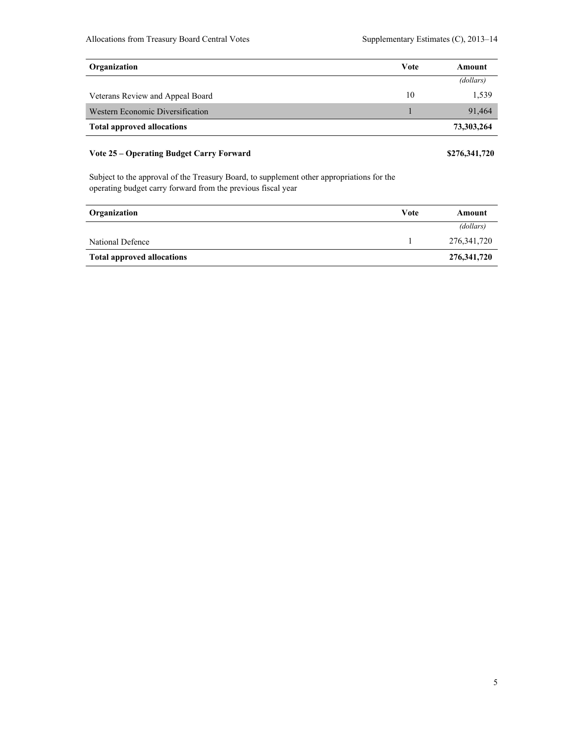| Organization | Vote | Amount |
| --- | --- | --- |
| | | *(dollars)* |
| Veterans Review and Appeal Board | 10 | 1,539 |
| Western Economic Diversification | 1 | 91,464 |
| **Total approved allocations** | | **73,303,264** |

### Vote 25 – Operating Budget Carry Forward **$276,341,720**

Subject to the approval of the Treasury Board, to supplement other appropriations for the operating budget carry forward from the previous fiscal year

| Organization | Vote | Amount |
| --- | --- | --- |
| | | *(dollars)* |
| National Defence | 1 | 276,341,720 |
| **Total approved allocations** | | **276,341,720** |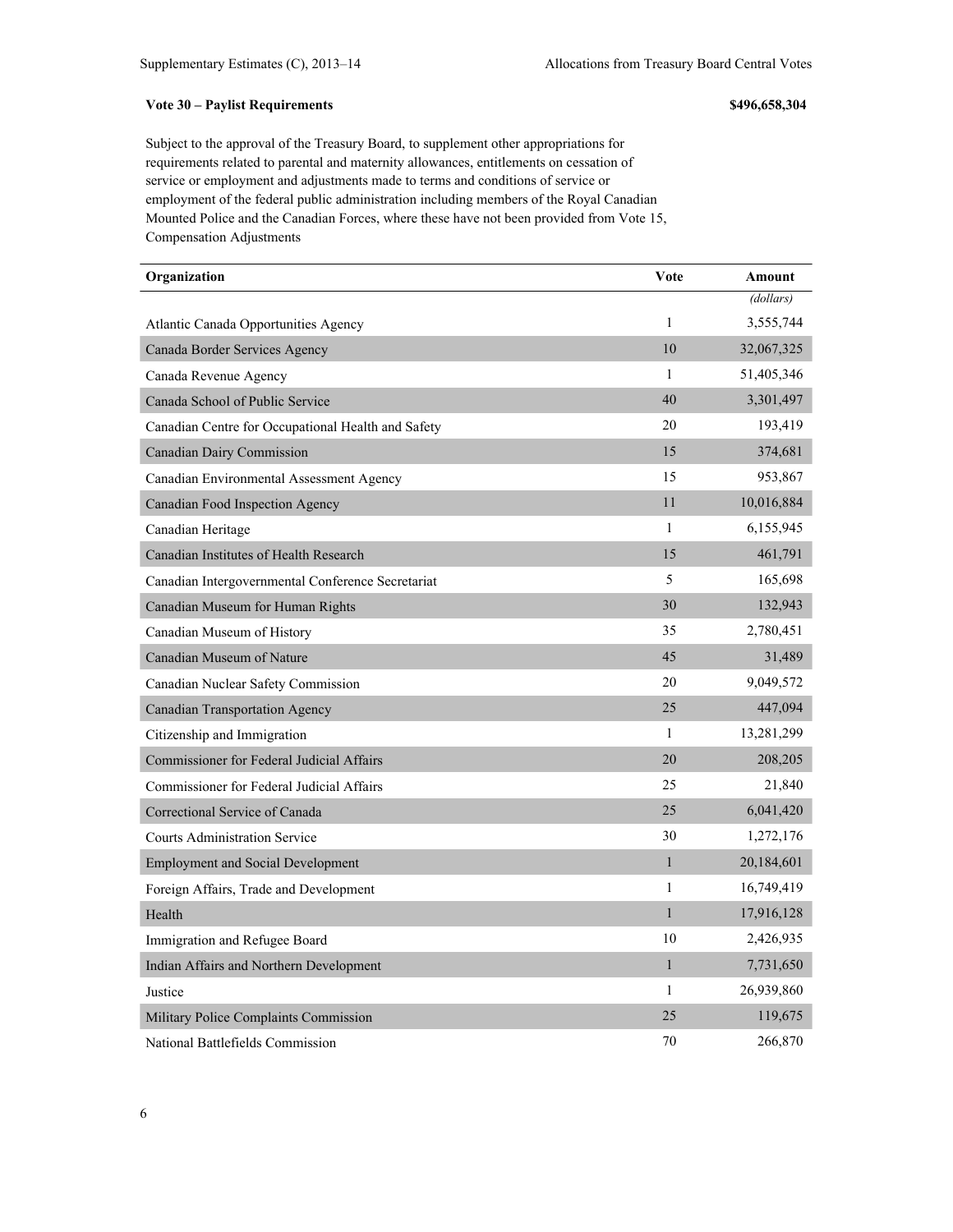**Vote 30 – Paylist Requirements** **$496,658,304**

Subject to the approval of the Treasury Board, to supplement other appropriations for requirements related to parental and maternity allowances, entitlements on cessation of service or employment and adjustments made to terms and conditions of service or employment of the federal public administration including members of the Royal Canadian Mounted Police and the Canadian Forces, where these have not been provided from Vote 15, Compensation Adjustments

| Organization | Vote | Amount |
|---|---|---|
| | | *(dollars)* |
| Atlantic Canada Opportunities Agency | 1 | 3,555,744 |
| Canada Border Services Agency | 10 | 32,067,325 |
| Canada Revenue Agency | 1 | 51,405,346 |
| Canada School of Public Service | 40 | 3,301,497 |
| Canadian Centre for Occupational Health and Safety | 20 | 193,419 |
| Canadian Dairy Commission | 15 | 374,681 |
| Canadian Environmental Assessment Agency | 15 | 953,867 |
| Canadian Food Inspection Agency | 11 | 10,016,884 |
| Canadian Heritage | 1 | 6,155,945 |
| Canadian Institutes of Health Research | 15 | 461,791 |
| Canadian Intergovernmental Conference Secretariat | 5 | 165,698 |
| Canadian Museum for Human Rights | 30 | 132,943 |
| Canadian Museum of History | 35 | 2,780,451 |
| Canadian Museum of Nature | 45 | 31,489 |
| Canadian Nuclear Safety Commission | 20 | 9,049,572 |
| Canadian Transportation Agency | 25 | 447,094 |
| Citizenship and Immigration | 1 | 13,281,299 |
| Commissioner for Federal Judicial Affairs | 20 | 208,205 |
| Commissioner for Federal Judicial Affairs | 25 | 21,840 |
| Correctional Service of Canada | 25 | 6,041,420 |
| Courts Administration Service | 30 | 1,272,176 |
| Employment and Social Development | 1 | 20,184,601 |
| Foreign Affairs, Trade and Development | 1 | 16,749,419 |
| Health | 1 | 17,916,128 |
| Immigration and Refugee Board | 10 | 2,426,935 |
| Indian Affairs and Northern Development | 1 | 7,731,650 |
| Justice | 1 | 26,939,860 |
| Military Police Complaints Commission | 25 | 119,675 |
| National Battlefields Commission | 70 | 266,870 |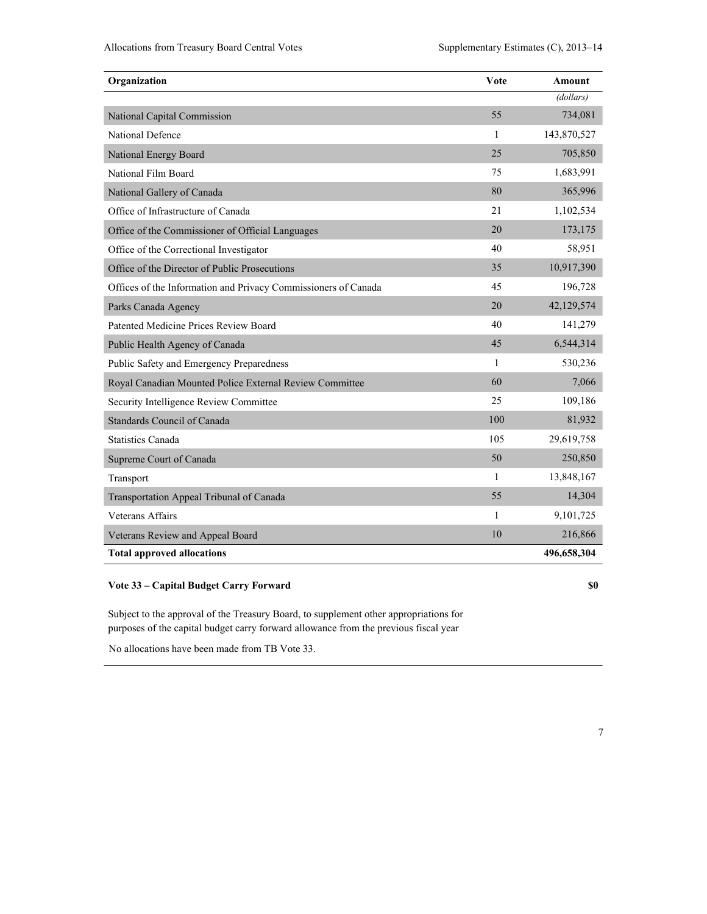| Organization | Vote | Amount |
| --- | --- | --- |
| | | *(dollars)* |
| National Capital Commission | 55 | 734,081 |
| National Defence | 1 | 143,870,527 |
| National Energy Board | 25 | 705,850 |
| National Film Board | 75 | 1,683,991 |
| National Gallery of Canada | 80 | 365,996 |
| Office of Infrastructure of Canada | 21 | 1,102,534 |
| Office of the Commissioner of Official Languages | 20 | 173,175 |
| Office of the Correctional Investigator | 40 | 58,951 |
| Office of the Director of Public Prosecutions | 35 | 10,917,390 |
| Offices of the Information and Privacy Commissioners of Canada | 45 | 196,728 |
| Parks Canada Agency | 20 | 42,129,574 |
| Patented Medicine Prices Review Board | 40 | 141,279 |
| Public Health Agency of Canada | 45 | 6,544,314 |
| Public Safety and Emergency Preparedness | 1 | 530,236 |
| Royal Canadian Mounted Police External Review Committee | 60 | 7,066 |
| Security Intelligence Review Committee | 25 | 109,186 |
| Standards Council of Canada | 100 | 81,932 |
| Statistics Canada | 105 | 29,619,758 |
| Supreme Court of Canada | 50 | 250,850 |
| Transport | 1 | 13,848,167 |
| Transportation Appeal Tribunal of Canada | 55 | 14,304 |
| Veterans Affairs | 1 | 9,101,725 |
| Veterans Review and Appeal Board | 10 | 216,866 |
| **Total approved allocations** | | **496,658,304** |

**Vote 33 – Capital Budget Carry Forward** **$0**

Subject to the approval of the Treasury Board, to supplement other appropriations for purposes of the capital budget carry forward allowance from the previous fiscal year

No allocations have been made from TB Vote 33.